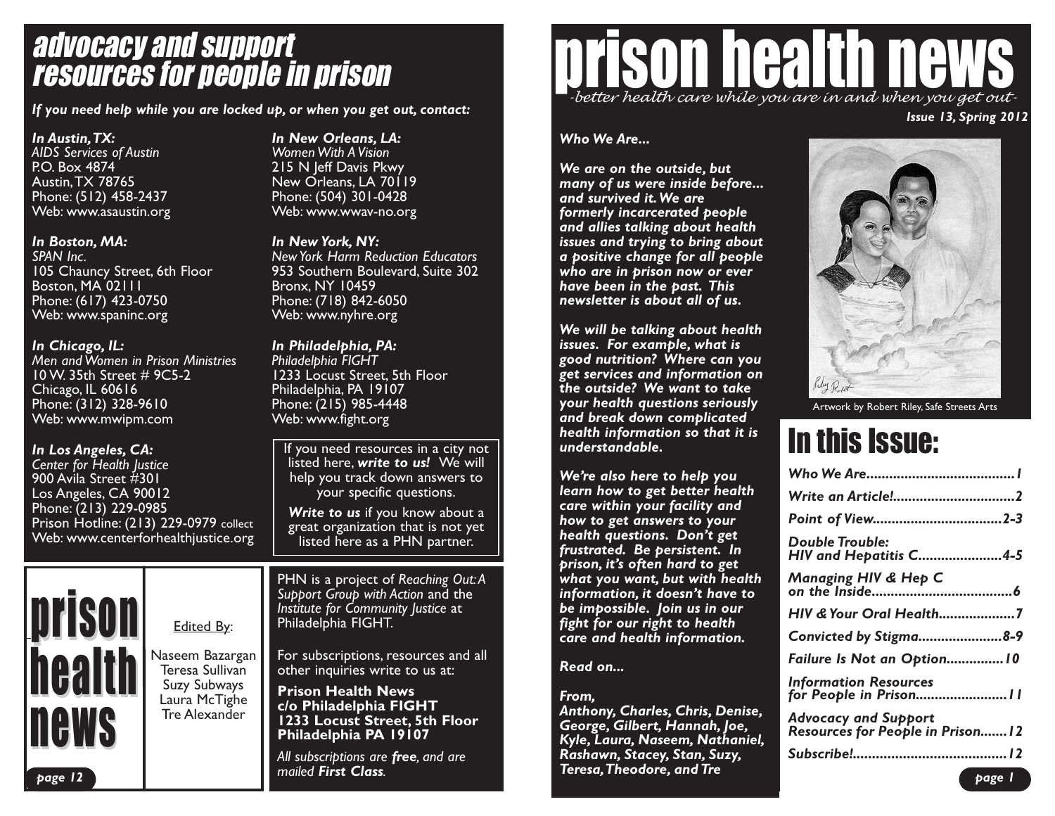# advocacy and support resources for people in prison

***If you need help while you are locked up, or when you get out, contact:***

***In Austin, TX:***
*AIDS Services of Austin*
P.O. Box 4874
Austin, TX 78765
Phone: (512) 458-2437
Web: www.asaustin.org

***In Boston, MA:***
*SPAN Inc.*
105 Chauncy Street, 6th Floor
Boston, MA 02111
Phone: (617) 423-0750
Web: www.spaninc.org

***In Chicago, IL:***
*Men and Women in Prison Ministries*
10 W. 35th Street # 9C5-2
Chicago, IL 60616
Phone: (312) 328-9610
Web: www.mwipm.com

***In Los Angeles, CA:***
*Center for Health Justice*
900 Avila Street #301
Los Angeles, CA 90012
Phone: (213) 229-0985
Prison Hotline: (213) 229-0979 collect
Web: www.centerforhealthjustice.org

***In New Orleans, LA:***
*Women With A Vision*
215 N Jeff Davis Pkwy
New Orleans, LA 70119
Phone: (504) 301-0428
Web: www.wwav-no.org

***In New York, NY:***
*New York Harm Reduction Educators*
953 Southern Boulevard, Suite 302
Bronx, NY 10459
Phone: (718) 842-6050
Web: www.nyhre.org

***In Philadelphia, PA:***
*Philadelphia FIGHT*
1233 Locust Street, 5th Floor
Philadelphia, PA 19107
Phone: (215) 985-4448
Web: www.fight.org

If you need resources in a city not listed here, ***write to us!*** We will help you track down answers to your specific questions.

***Write to us*** if you know about a great organization that is not yet listed here as a PHN partner.

**prison health news**

Edited By:

Naseem Bazargan
Teresa Sullivan
Suzy Subways
Laura McTighe
Tre Alexander

PHN is a project of *Reaching Out: A Support Group with Action* and the *Institute for Community Justice* at Philadelphia FIGHT.

For subscriptions, resources and all other inquiries write to us at:

**Prison Health News**
**c/o Philadelphia FIGHT**
**1233 Locust Street, 5th Floor**
**Philadelphia PA 19107**

*All subscriptions are **free**, and are mailed **First Class**.*

# prison health news

*-better health care while you are in and when you get out-*

***Issue 13, Spring 2012***

***Who We Are...***

***We are on the outside, but many of us were inside before... and survived it. We are formerly incarcerated people and allies talking about health issues and trying to bring about a positive change for all people who are in prison now or ever have been in the past. This newsletter is about all of us.***

***We will be talking about health issues. For example, what is good nutrition? Where can you get services and information on the outside? We want to take your health questions seriously and break down complicated health information so that it is understandable.***

***We're also here to help you learn how to get better health care within your facility and how to get answers to your health questions. Don't get frustrated. Be persistent. In prison, it's often hard to get what you want, but with health information, it doesn't have to be impossible. Join us in our fight for our right to health care and health information.***

***Read on...***

***From,***
***Anthony, Charles, Chris, Denise, George, Gilbert, Hannah, Joe, Kyle, Laura, Naseem, Nathaniel, Rashawn, Stacey, Stan, Suzy, Teresa, Theodore, and Tre***

Artwork by Robert Riley, Safe Streets Arts

## In this Issue:

| | |
|---|---|
| *Who We Are* | *1* |
| *Write an Article!* | *2* |
| *Point of View* | *2-3* |
| *Double Trouble: HIV and Hepatitis C* | *4-5* |
| *Managing HIV & Hep C on the Inside* | *6* |
| *HIV & Your Oral Health* | *7* |
| *Convicted by Stigma* | *8-9* |
| *Failure Is Not an Option* | *10* |
| *Information Resources for People in Prison* | *11* |
| *Advocacy and Support Resources for People in Prison* | *12* |
| *Subscribe!* | *12* |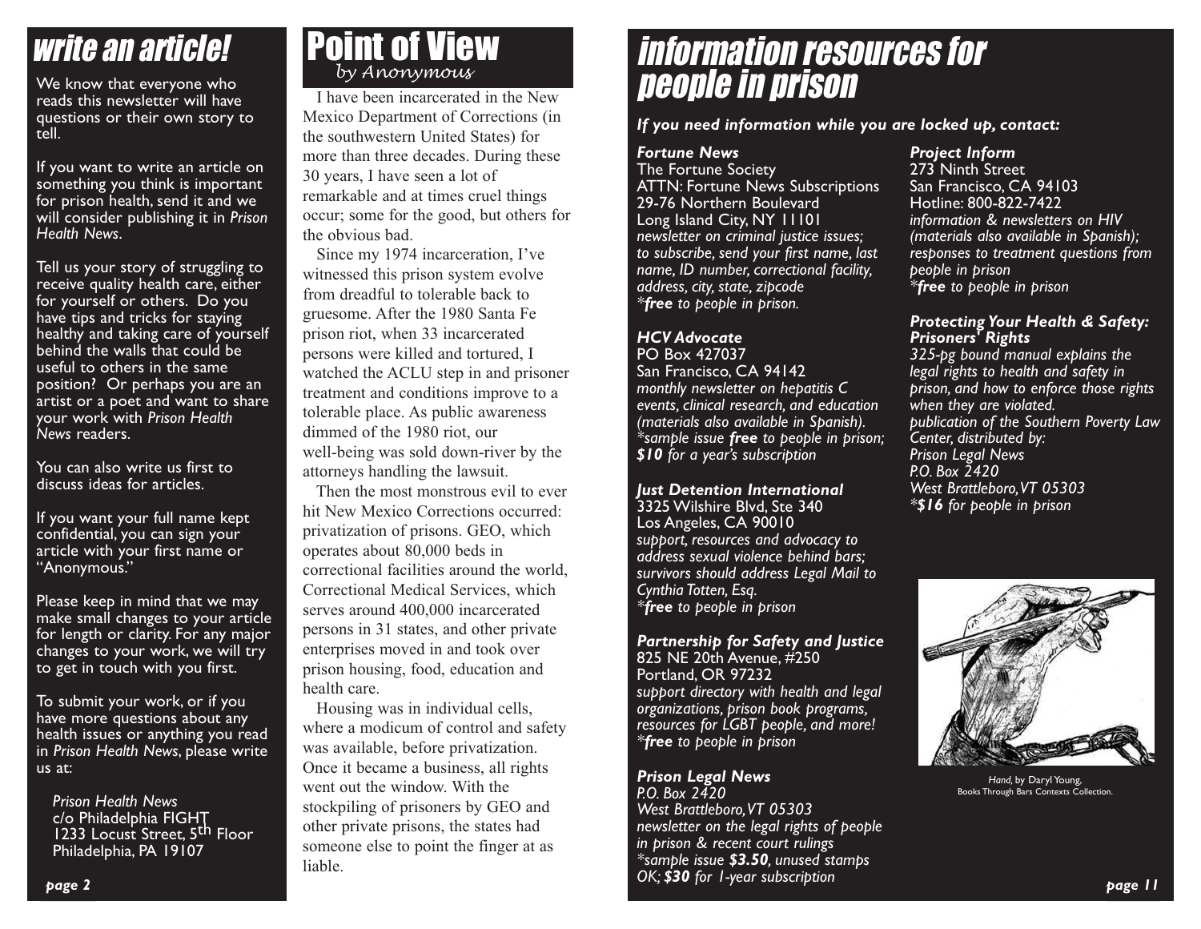# write an article!

We know that everyone who reads this newsletter will have questions or their own story to tell.

If you want to write an article on something you think is important for prison health, send it and we will consider publishing it in *Prison Health News*.

Tell us your story of struggling to receive quality health care, either for yourself or others. Do you have tips and tricks for staying healthy and taking care of yourself behind the walls that could be useful to others in the same position? Or perhaps you are an artist or a poet and want to share your work with *Prison Health News* readers.

You can also write us first to discuss ideas for articles.

If you want your full name kept confidential, you can sign your article with your first name or "Anonymous."

Please keep in mind that we may make small changes to your article for length or clarity. For any major changes to your work, we will try to get in touch with you first.

To submit your work, or if you have more questions about any health issues or anything you read in *Prison Health News*, please write us at:

*Prison Health News*
c/o Philadelphia FIGHT
1233 Locust Street, 5th Floor
Philadelphia, PA 19107

# Point of View

*by Anonymous*

I have been incarcerated in the New Mexico Department of Corrections (in the southwestern United States) for more than three decades. During these 30 years, I have seen a lot of remarkable and at times cruel things occur; some for the good, but others for the obvious bad.

Since my 1974 incarceration, I've witnessed this prison system evolve from dreadful to tolerable back to gruesome. After the 1980 Santa Fe prison riot, when 33 incarcerated persons were killed and tortured, I watched the ACLU step in and prisoner treatment and conditions improve to a tolerable place. As public awareness dimmed of the 1980 riot, our well-being was sold down-river by the attorneys handling the lawsuit.

Then the most monstrous evil to ever hit New Mexico Corrections occurred: privatization of prisons. GEO, which operates about 80,000 beds in correctional facilities around the world, Correctional Medical Services, which serves around 400,000 incarcerated persons in 31 states, and other private enterprises moved in and took over prison housing, food, education and health care.

Housing was in individual cells, where a modicum of control and safety was available, before privatization. Once it became a business, all rights went out the window. With the stockpiling of prisoners by GEO and other private prisons, the states had someone else to point the finger at as liable.

# information resources for people in prison

***If you need information while you are locked up, contact:***

***Fortune News***
The Fortune Society
ATTN: Fortune News Subscriptions
29-76 Northern Boulevard
Long Island City, NY 11101
*newsletter on criminal justice issues; to subscribe, send your first name, last name, ID number, correctional facility, address, city, state, zipcode*
*\*free to people in prison.*

***HCV Advocate***
PO Box 427037
San Francisco, CA 94142
*monthly newsletter on hepatitis C events, clinical research, and education (materials also available in Spanish).*
*\*sample issue **free** to people in prison; **$10** for a year's subscription*

***Just Detention International***
3325 Wilshire Blvd, Ste 340
Los Angeles, CA 90010
*support, resources and advocacy to address sexual violence behind bars; survivors should address Legal Mail to Cynthia Totten, Esq.*
*\*free to people in prison*

***Partnership for Safety and Justice***
825 NE 20th Avenue, #250
Portland, OR 97232
*support directory with health and legal organizations, prison book programs, resources for LGBT people, and more!*
*\*free to people in prison*

***Prison Legal News***
*P.O. Box 2420*
*West Brattleboro, VT 05303*
*newsletter on the legal rights of people in prison & recent court rulings*
*\*sample issue **$3.50**, unused stamps OK; **$30** for 1-year subscription*

***Project Inform***
273 Ninth Street
San Francisco, CA 94103
Hotline: 800-822-7422
*information & newsletters on HIV (materials also available in Spanish); responses to treatment questions from people in prison*
*\*free to people in prison*

***Protecting Your Health & Safety: Prisoners' Rights***
*325-pg bound manual explains the legal rights to health and safety in prison, and how to enforce those rights when they are violated.*
*publication of the Southern Poverty Law Center, distributed by:*
*Prison Legal News*
*P.O. Box 2420*
*West Brattleboro, VT 05303*
*\*$16 for people in prison*

*Hand*, by Daryl Young, Books Through Bars Contexts Collection.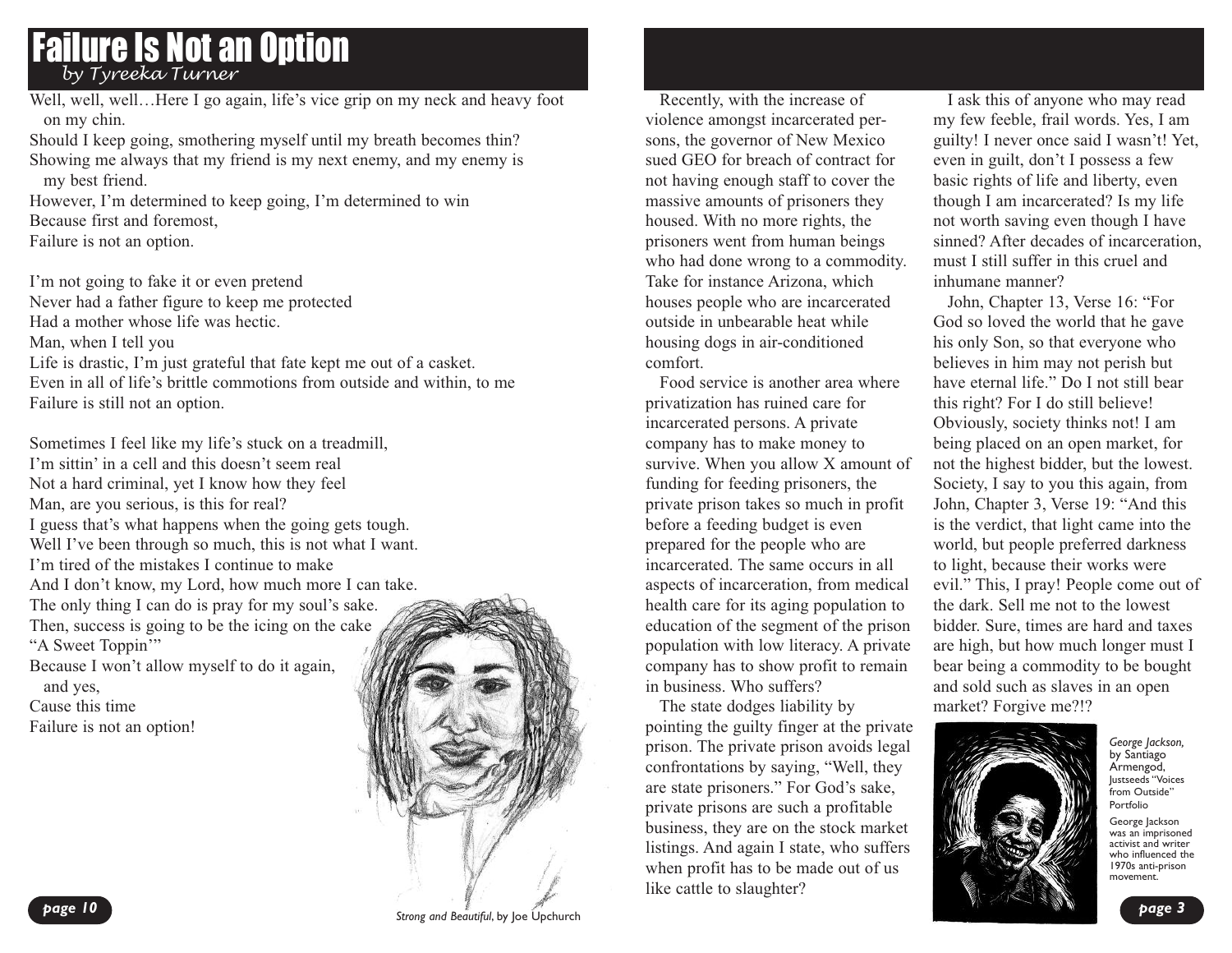# Failure Is Not an Option

*by Tyreeka Turner*

Well, well, well…Here I go again, life's vice grip on my neck and heavy foot on my chin.
Should I keep going, smothering myself until my breath becomes thin?
Showing me always that my friend is my next enemy, and my enemy is my best friend.
However, I'm determined to keep going, I'm determined to win
Because first and foremost,
Failure is not an option.

I'm not going to fake it or even pretend
Never had a father figure to keep me protected
Had a mother whose life was hectic.
Man, when I tell you
Life is drastic, I'm just grateful that fate kept me out of a casket.
Even in all of life's brittle commotions from outside and within, to me
Failure is still not an option.

Sometimes I feel like my life's stuck on a treadmill,
I'm sittin' in a cell and this doesn't seem real
Not a hard criminal, yet I know how they feel
Man, are you serious, is this for real?
I guess that's what happens when the going gets tough.
Well I've been through so much, this is not what I want.
I'm tired of the mistakes I continue to make
And I don't know, my Lord, how much more I can take.
The only thing I can do is pray for my soul's sake.
Then, success is going to be the icing on the cake
"A Sweet Toppin'"
Because I won't allow myself to do it again, and yes,
Cause this time
Failure is not an option!

*Strong and Beautiful*, by Joe Upchurch

Recently, with the increase of violence amongst incarcerated persons, the governor of New Mexico sued GEO for breach of contract for not having enough staff to cover the massive amounts of prisoners they housed. With no more rights, the prisoners went from human beings who had done wrong to a commodity. Take for instance Arizona, which houses people who are incarcerated outside in unbearable heat while housing dogs in air-conditioned comfort.

Food service is another area where privatization has ruined care for incarcerated persons. A private company has to make money to survive. When you allow X amount of funding for feeding prisoners, the private prison takes so much in profit before a feeding budget is even prepared for the people who are incarcerated. The same occurs in all aspects of incarceration, from medical health care for its aging population to education of the segment of the prison population with low literacy. A private company has to show profit to remain in business. Who suffers?

The state dodges liability by pointing the guilty finger at the private prison. The private prison avoids legal confrontations by saying, "Well, they are state prisoners." For God's sake, private prisons are such a profitable business, they are on the stock market listings. And again I state, who suffers when profit has to be made out of us like cattle to slaughter?

I ask this of anyone who may read my few feeble, frail words. Yes, I am guilty! I never once said I wasn't! Yet, even in guilt, don't I possess a few basic rights of life and liberty, even though I am incarcerated? Is my life not worth saving even though I have sinned? After decades of incarceration, must I still suffer in this cruel and inhumane manner?

John, Chapter 13, Verse 16: "For God so loved the world that he gave his only Son, so that everyone who believes in him may not perish but have eternal life." Do I not still bear this right? For I do still believe! Obviously, society thinks not! I am being placed on an open market, for not the highest bidder, but the lowest. Society, I say to you this again, from John, Chapter 3, Verse 19: "And this is the verdict, that light came into the world, but people preferred darkness to light, because their works were evil." This, I pray! People come out of the dark. Sell me not to the lowest bidder. Sure, times are hard and taxes are high, but how much longer must I bear being a commodity to be bought and sold such as slaves in an open market? Forgive me?!?

*George Jackson*, by Santiago Armengod, Justseeds "Voices from Outside" Portfolio

George Jackson was an imprisoned activist and writer who influenced the 1970s anti-prison movement.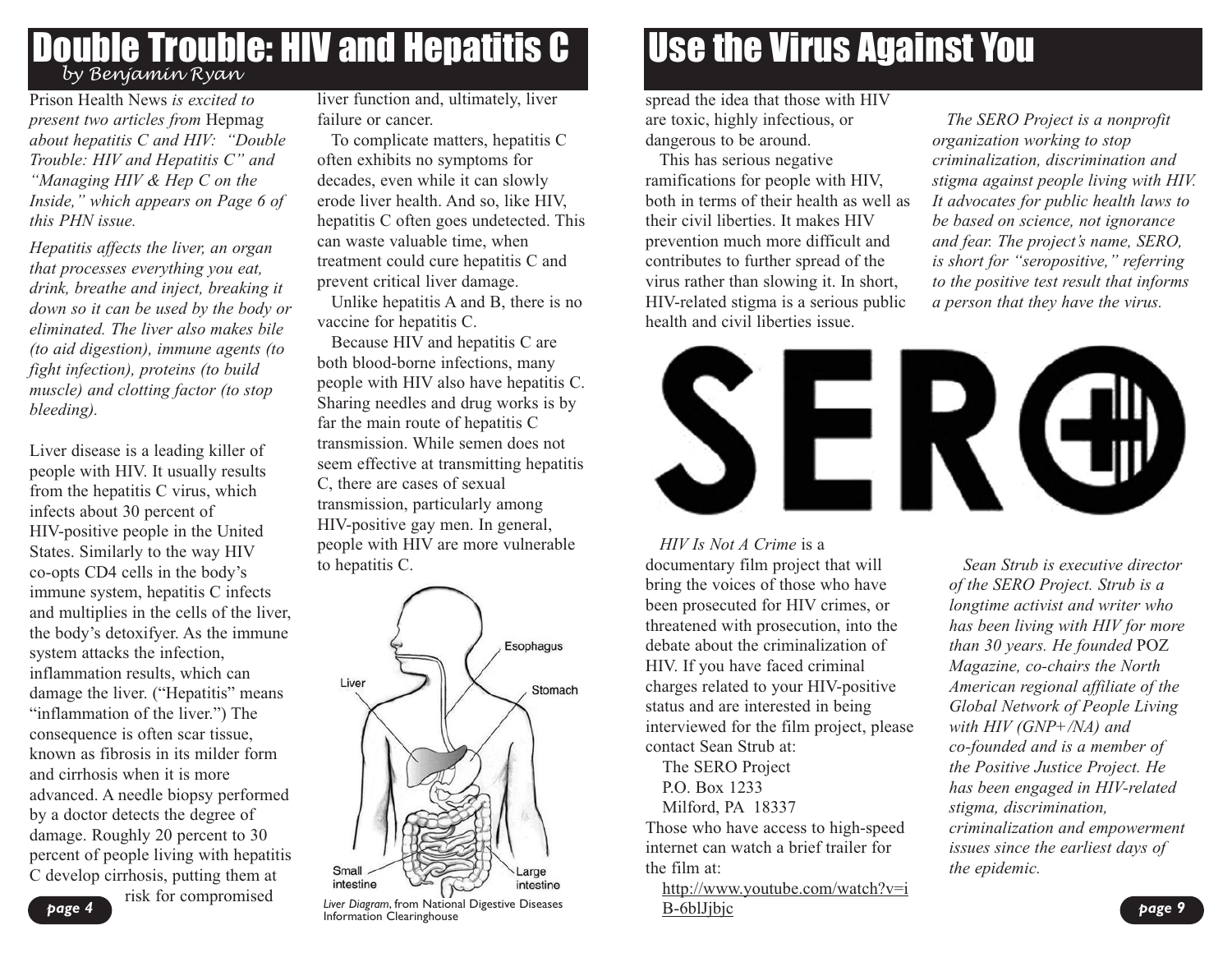# Double Trouble: HIV and Hepatitis C

*by Benjamin Ryan*

Prison Health News *is excited to present two articles from* Hepmag *about hepatitis C and HIV: "Double Trouble: HIV and Hepatitis C" and "Managing HIV & Hep C on the Inside," which appears on Page 6 of this PHN issue.*

*Hepatitis affects the liver, an organ that processes everything you eat, drink, breathe and inject, breaking it down so it can be used by the body or eliminated. The liver also makes bile (to aid digestion), immune agents (to fight infection), proteins (to build muscle) and clotting factor (to stop bleeding).*

Liver disease is a leading killer of people with HIV. It usually results from the hepatitis C virus, which infects about 30 percent of HIV-positive people in the United States. Similarly to the way HIV co-opts CD4 cells in the body's immune system, hepatitis C infects and multiplies in the cells of the liver, the body's detoxifyer. As the immune system attacks the infection, inflammation results, which can damage the liver. ("Hepatitis" means "inflammation of the liver.") The consequence is often scar tissue, known as fibrosis in its milder form and cirrhosis when it is more advanced. A needle biopsy performed by a doctor detects the degree of damage. Roughly 20 percent to 30 percent of people living with hepatitis C develop cirrhosis, putting them at risk for compromised liver function and, ultimately, liver failure or cancer.

To complicate matters, hepatitis C often exhibits no symptoms for decades, even while it can slowly erode liver health. And so, like HIV, hepatitis C often goes undetected. This can waste valuable time, when treatment could cure hepatitis C and prevent critical liver damage.

Unlike hepatitis A and B, there is no vaccine for hepatitis C.

Because HIV and hepatitis C are both blood-borne infections, many people with HIV also have hepatitis C. Sharing needles and drug works is by far the main route of hepatitis C transmission. While semen does not seem effective at transmitting hepatitis C, there are cases of sexual transmission, particularly among HIV-positive gay men. In general, people with HIV are more vulnerable to hepatitis C.

*Liver Diagram*, from National Digestive Diseases Information Clearinghouse

# Use the Virus Against You

spread the idea that those with HIV are toxic, highly infectious, or dangerous to be around.

This has serious negative ramifications for people with HIV, both in terms of their health as well as their civil liberties. It makes HIV prevention much more difficult and contributes to further spread of the virus rather than slowing it. In short, HIV-related stigma is a serious public health and civil liberties issue.

*The SERO Project is a nonprofit organization working to stop criminalization, discrimination and stigma against people living with HIV. It advocates for public health laws to be based on science, not ignorance and fear. The project's name, SERO, is short for "seropositive," referring to the positive test result that informs a person that they have the virus.*

*HIV Is Not A Crime* is a documentary film project that will bring the voices of those who have been prosecuted for HIV crimes, or threatened with prosecution, into the debate about the criminalization of HIV. If you have faced criminal charges related to your HIV-positive status and are interested in being interviewed for the film project, please contact Sean Strub at:

The SERO Project
P.O. Box 1233
Milford, PA 18337

Those who have access to high-speed internet can watch a brief trailer for the film at:

http://www.youtube.com/watch?v=iB-6blJjbjc

*Sean Strub is executive director of the SERO Project. Strub is a longtime activist and writer who has been living with HIV for more than 30 years. He founded* POZ *Magazine, co-chairs the North American regional affiliate of the Global Network of People Living with HIV (GNP+/NA) and co-founded and is a member of the Positive Justice Project. He has been engaged in HIV-related stigma, discrimination, criminalization and empowerment issues since the earliest days of the epidemic.*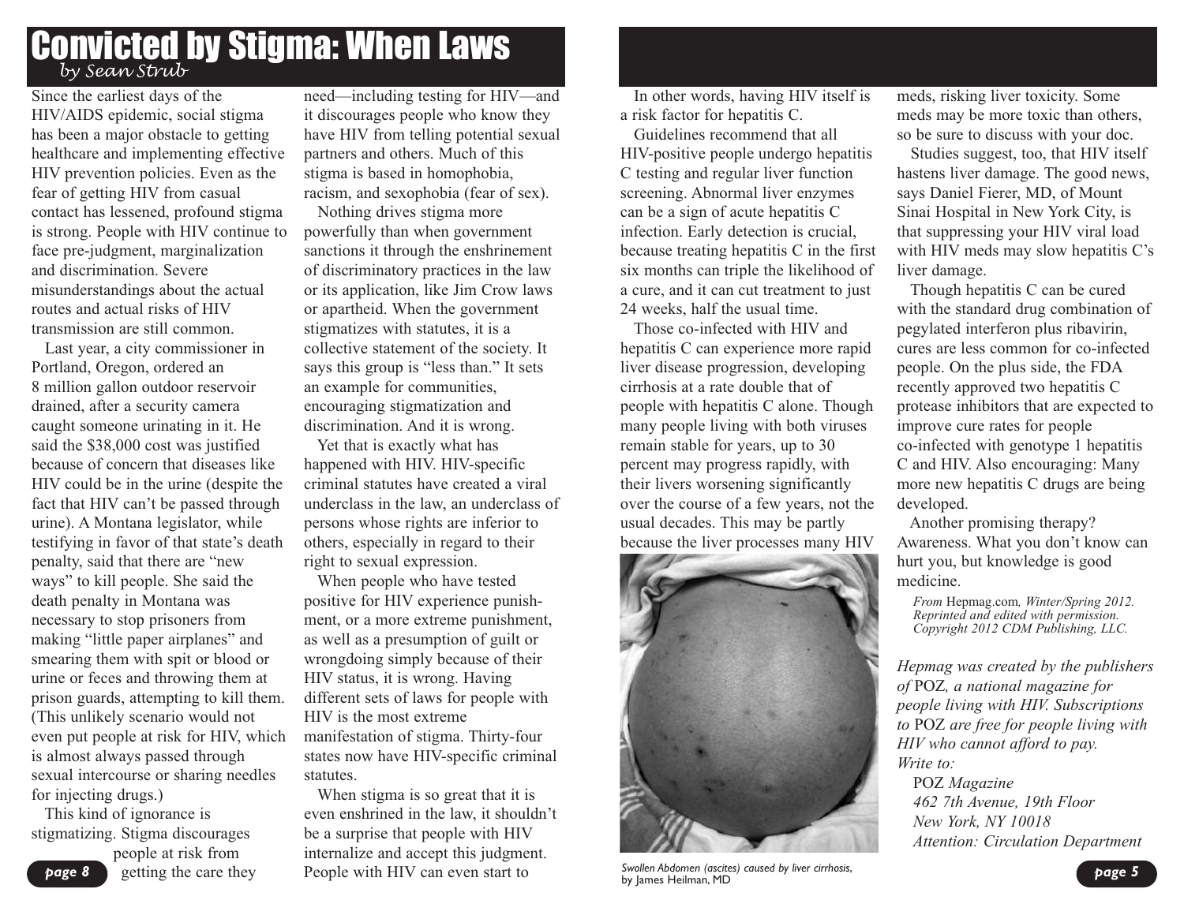# Convicted by Stigma: When Laws

*by Sean Strub*

Since the earliest days of the HIV/AIDS epidemic, social stigma has been a major obstacle to getting healthcare and implementing effective HIV prevention policies. Even as the fear of getting HIV from casual contact has lessened, profound stigma is strong. People with HIV continue to face pre-judgment, marginalization and discrimination. Severe misunderstandings about the actual routes and actual risks of HIV transmission are still common.

Last year, a city commissioner in Portland, Oregon, ordered an 8 million gallon outdoor reservoir drained, after a security camera caught someone urinating in it. He said the $38,000 cost was justified because of concern that diseases like HIV could be in the urine (despite the fact that HIV can't be passed through urine). A Montana legislator, while testifying in favor of that state's death penalty, said that there are "new ways" to kill people. She said the death penalty in Montana was necessary to stop prisoners from making "little paper airplanes" and smearing them with spit or blood or urine or feces and throwing them at prison guards, attempting to kill them. (This unlikely scenario would not even put people at risk for HIV, which is almost always passed through sexual intercourse or sharing needles for injecting drugs.)

This kind of ignorance is stigmatizing. Stigma discourages people at risk from getting the care they need—including testing for HIV—and it discourages people who know they have HIV from telling potential sexual partners and others. Much of this stigma is based in homophobia, racism, and sexophobia (fear of sex).

Nothing drives stigma more powerfully than when government sanctions it through the enshrinement of discriminatory practices in the law or its application, like Jim Crow laws or apartheid. When the government stigmatizes with statutes, it is a collective statement of the society. It says this group is "less than." It sets an example for communities, encouraging stigmatization and discrimination. And it is wrong.

Yet that is exactly what has happened with HIV. HIV-specific criminal statutes have created a viral underclass in the law, an underclass of persons whose rights are inferior to others, especially in regard to their right to sexual expression.

When people who have tested positive for HIV experience punishment, or a more extreme punishment, as well as a presumption of guilt or wrongdoing simply because of their HIV status, it is wrong. Having different sets of laws for people with HIV is the most extreme manifestation of stigma. Thirty-four states now have HIV-specific criminal statutes.

When stigma is so great that it is even enshrined in the law, it shouldn't be a surprise that people with HIV internalize and accept this judgment. People with HIV can even start to

In other words, having HIV itself is a risk factor for hepatitis C.

Guidelines recommend that all HIV-positive people undergo hepatitis C testing and regular liver function screening. Abnormal liver enzymes can be a sign of acute hepatitis C infection. Early detection is crucial, because treating hepatitis C in the first six months can triple the likelihood of a cure, and it can cut treatment to just 24 weeks, half the usual time.

Those co-infected with HIV and hepatitis C can experience more rapid liver disease progression, developing cirrhosis at a rate double that of people with hepatitis C alone. Though many people living with both viruses remain stable for years, up to 30 percent may progress rapidly, with their livers worsening significantly over the course of a few years, not the usual decades. This may be partly because the liver processes many HIV meds, risking liver toxicity. Some meds may be more toxic than others, so be sure to discuss with your doc.

*Swollen Abdomen (ascites) caused by liver cirrhosis, by James Heilman, MD*

Studies suggest, too, that HIV itself hastens liver damage. The good news, says Daniel Fierer, MD, of Mount Sinai Hospital in New York City, is that suppressing your HIV viral load with HIV meds may slow hepatitis C's liver damage.

Though hepatitis C can be cured with the standard drug combination of pegylated interferon plus ribavirin, cures are less common for co-infected people. On the plus side, the FDA recently approved two hepatitis C protease inhibitors that are expected to improve cure rates for people co-infected with genotype 1 hepatitis C and HIV. Also encouraging: Many more new hepatitis C drugs are being developed.

Another promising therapy? Awareness. What you don't know can hurt you, but knowledge is good medicine.

*From* Hepmag.com*, Winter/Spring 2012. Reprinted and edited with permission. Copyright 2012 CDM Publishing, LLC.*

*Hepmag was created by the publishers of* POZ*, a national magazine for people living with HIV. Subscriptions to* POZ *are free for people living with HIV who cannot afford to pay. Write to:*

POZ *Magazine*
*462 7th Avenue, 19th Floor*
*New York, NY 10018*
*Attention: Circulation Department*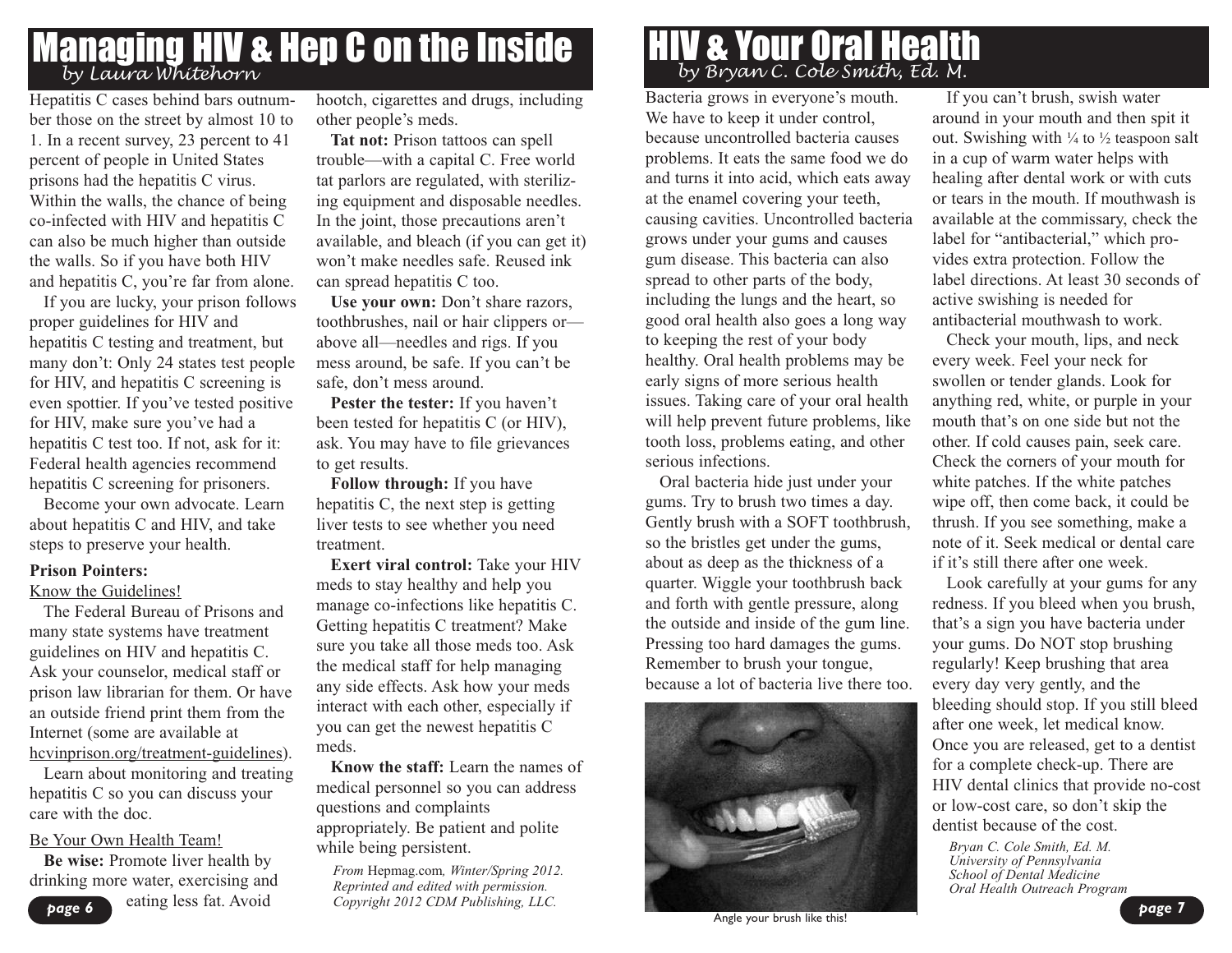# Managing HIV & Hep C on the Inside

*by Laura Whitehorn*

Hepatitis C cases behind bars outnumber those on the street by almost 10 to 1. In a recent survey, 23 percent to 41 percent of people in United States prisons had the hepatitis C virus. Within the walls, the chance of being co-infected with HIV and hepatitis C can also be much higher than outside the walls. So if you have both HIV and hepatitis C, you're far from alone.

If you are lucky, your prison follows proper guidelines for HIV and hepatitis C testing and treatment, but many don't: Only 24 states test people for HIV, and hepatitis C screening is even spottier. If you've tested positive for HIV, make sure you've had a hepatitis C test too. If not, ask for it: Federal health agencies recommend hepatitis C screening for prisoners.

Become your own advocate. Learn about hepatitis C and HIV, and take steps to preserve your health.

**Prison Pointers:**

Know the Guidelines!

The Federal Bureau of Prisons and many state systems have treatment guidelines on HIV and hepatitis C. Ask your counselor, medical staff or prison law librarian for them. Or have an outside friend print them from the Internet (some are available at hcvinprison.org/treatment-guidelines).

Learn about monitoring and treating hepatitis C so you can discuss your care with the doc.

Be Your Own Health Team!

**Be wise:** Promote liver health by drinking more water, exercising and eating less fat. Avoid hootch, cigarettes and drugs, including other people's meds.

**Tat not:** Prison tattoos can spell trouble—with a capital C. Free world tat parlors are regulated, with sterilizing equipment and disposable needles. In the joint, those precautions aren't available, and bleach (if you can get it) won't make needles safe. Reused ink can spread hepatitis C too.

**Use your own:** Don't share razors, toothbrushes, nail or hair clippers or—above all—needles and rigs. If you mess around, be safe. If you can't be safe, don't mess around.

**Pester the tester:** If you haven't been tested for hepatitis C (or HIV), ask. You may have to file grievances to get results.

**Follow through:** If you have hepatitis C, the next step is getting liver tests to see whether you need treatment.

**Exert viral control:** Take your HIV meds to stay healthy and help you manage co-infections like hepatitis C. Getting hepatitis C treatment? Make sure you take all those meds too. Ask the medical staff for help managing any side effects. Ask how your meds interact with each other, especially if you can get the newest hepatitis C meds.

**Know the staff:** Learn the names of medical personnel so you can address questions and complaints appropriately. Be patient and polite while being persistent.

*From* Hepmag.com*, Winter/Spring 2012. Reprinted and edited with permission. Copyright 2012 CDM Publishing, LLC.*

# HIV & Your Oral Health

*by Bryan C. Cole Smith, Ed. M.*

Bacteria grows in everyone's mouth. We have to keep it under control, because uncontrolled bacteria causes problems. It eats the same food we do and turns it into acid, which eats away at the enamel covering your teeth, causing cavities. Uncontrolled bacteria grows under your gums and causes gum disease. This bacteria can also spread to other parts of the body, including the lungs and the heart, so good oral health also goes a long way to keeping the rest of your body healthy. Oral health problems may be early signs of more serious health issues. Taking care of your oral health will help prevent future problems, like tooth loss, problems eating, and other serious infections.

Oral bacteria hide just under your gums. Try to brush two times a day. Gently brush with a SOFT toothbrush, so the bristles get under the gums, about as deep as the thickness of a quarter. Wiggle your toothbrush back and forth with gentle pressure, along the outside and inside of the gum line. Pressing too hard damages the gums. Remember to brush your tongue, because a lot of bacteria live there too.

Angle your brush like this!

If you can't brush, swish water around in your mouth and then spit it out. Swishing with ¼ to ½ teaspoon salt in a cup of warm water helps with healing after dental work or with cuts or tears in the mouth. If mouthwash is available at the commissary, check the label for "antibacterial," which provides extra protection. Follow the label directions. At least 30 seconds of active swishing is needed for antibacterial mouthwash to work.

Check your mouth, lips, and neck every week. Feel your neck for swollen or tender glands. Look for anything red, white, or purple in your mouth that's on one side but not the other. If cold causes pain, seek care. Check the corners of your mouth for white patches. If the white patches wipe off, then come back, it could be thrush. If you see something, make a note of it. Seek medical or dental care if it's still there after one week.

Look carefully at your gums for any redness. If you bleed when you brush, that's a sign you have bacteria under your gums. Do NOT stop brushing regularly! Keep brushing that area every day very gently, and the bleeding should stop. If you still bleed after one week, let medical know. Once you are released, get to a dentist for a complete check-up. There are HIV dental clinics that provide no-cost or low-cost care, so don't skip the dentist because of the cost.

*Bryan C. Cole Smith, Ed. M.*
*University of Pennsylvania*
*School of Dental Medicine*
*Oral Health Outreach Program*